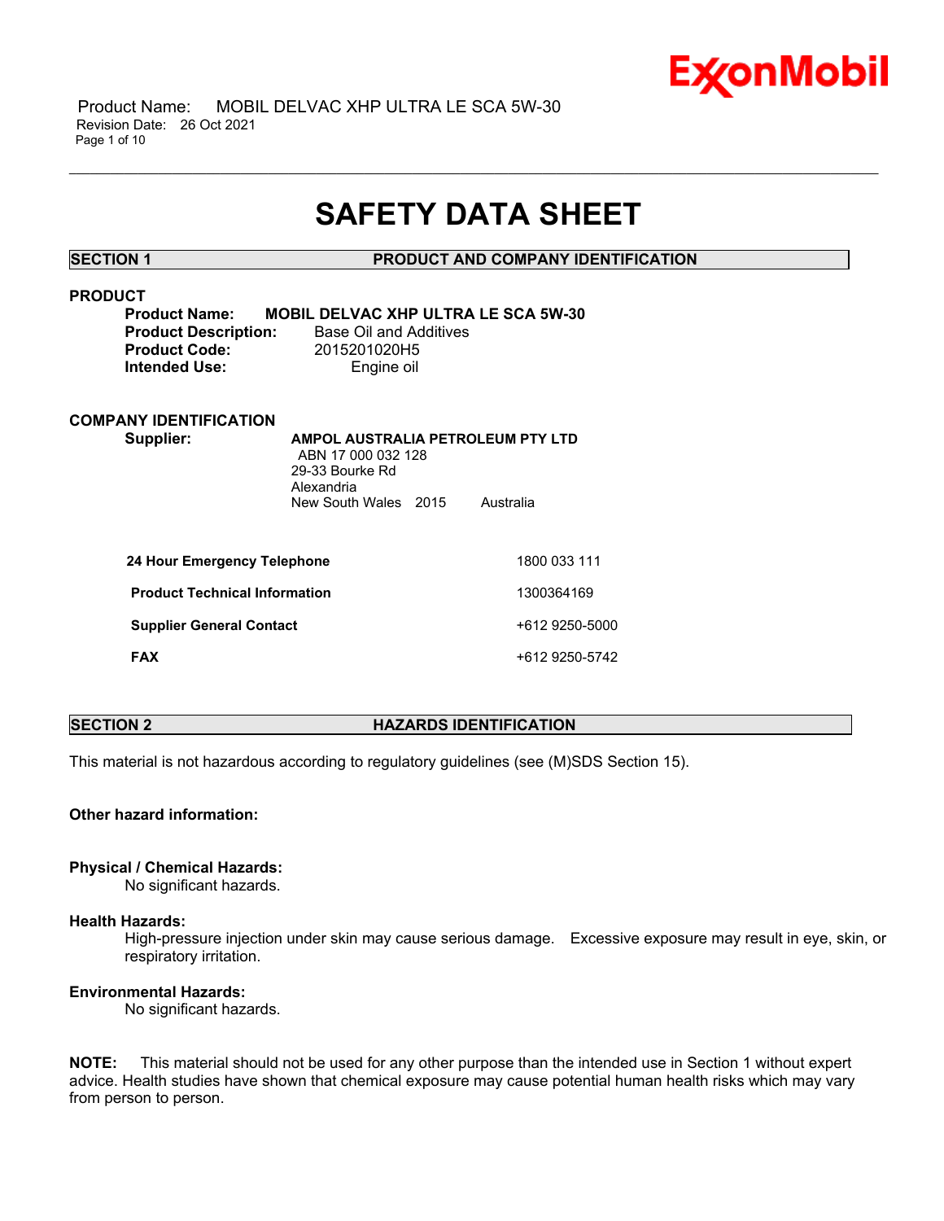# SAFETY DATA SHEET

## SECTION 1 PRODUCT AND COMPANY IDENTIFICATION

### PRODUCT

**Product Name:** **MOBIL DELVAC XHP ULTRA LE SCA 5W-30**
**Product Description:** Base Oil and Additives
**Product Code:** 2015201020H5
**Intended Use:** Engine oil

### COMPANY IDENTIFICATION

**Supplier:** **AMPOL AUSTRALIA PETROLEUM PTY LTD**
ABN 17 000 032 128
29-33 Bourke Rd
Alexandria
New South Wales 2015 Australia

| | |
|---|---|
| **24 Hour Emergency Telephone** | 1800 033 111 |
| **Product Technical Information** | 1300364169 |
| **Supplier General Contact** | +612 9250-5000 |
| **FAX** | +612 9250-5742 |

## SECTION 2 HAZARDS IDENTIFICATION

This material is not hazardous according to regulatory guidelines (see (M)SDS Section 15).

**Other hazard information:**

**Physical / Chemical Hazards:**
No significant hazards.

**Health Hazards:**
High-pressure injection under skin may cause serious damage. Excessive exposure may result in eye, skin, or respiratory irritation.

**Environmental Hazards:**
No significant hazards.

**NOTE:** This material should not be used for any other purpose than the intended use in Section 1 without expert advice. Health studies have shown that chemical exposure may cause potential human health risks which may vary from person to person.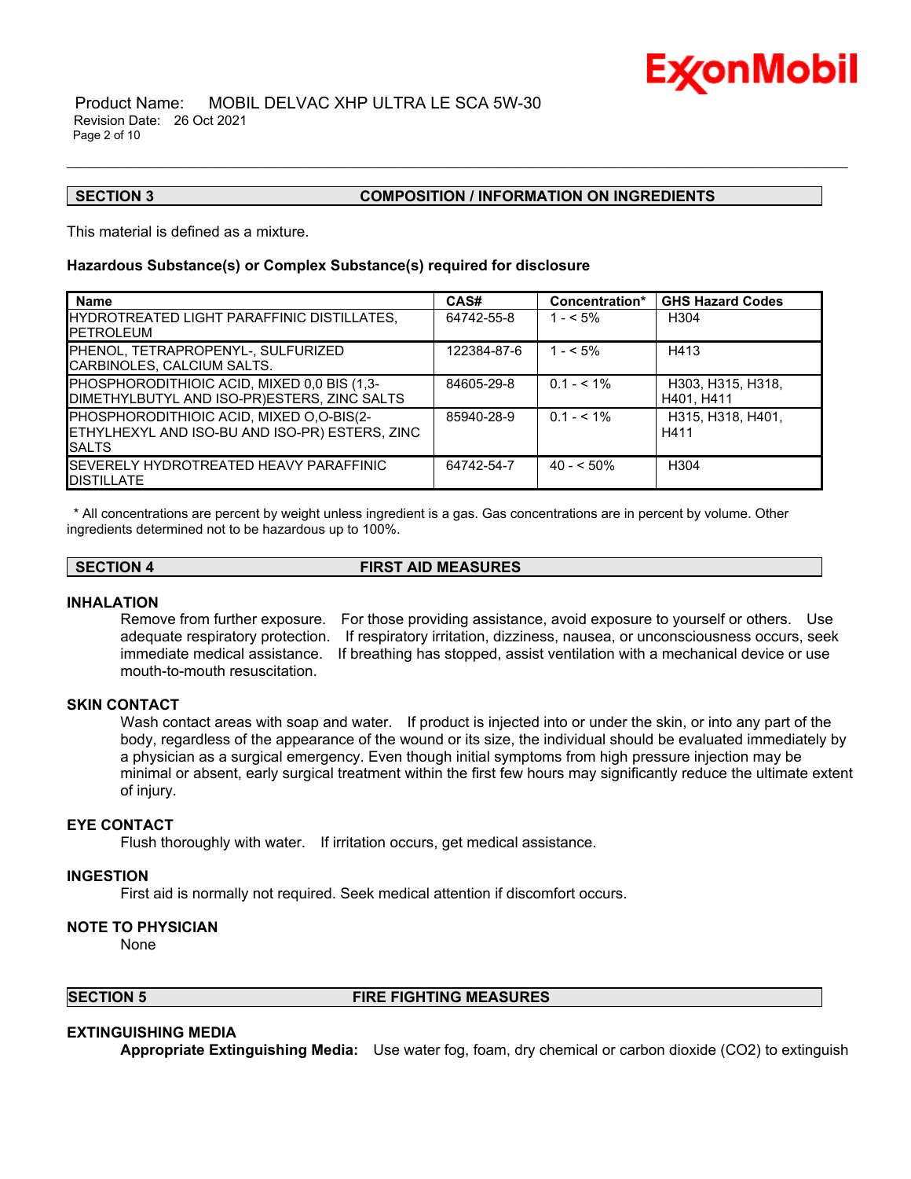## SECTION 3 COMPOSITION / INFORMATION ON INGREDIENTS

This material is defined as a mixture.

### Hazardous Substance(s) or Complex Substance(s) required for disclosure

| Name | CAS# | Concentration* | GHS Hazard Codes |
|---|---|---|---|
| HYDROTREATED LIGHT PARAFFINIC DISTILLATES, PETROLEUM | 64742-55-8 | 1 - < 5% | H304 |
| PHENOL, TETRAPROPENYL-, SULFURIZED CARBINOLES, CALCIUM SALTS. | 122384-87-6 | 1 - < 5% | H413 |
| PHOSPHORODITHIOIC ACID, MIXED 0,0 BIS (1,3-DIMETHYLBUTYL AND ISO-PR)ESTERS, ZINC SALTS | 84605-29-8 | 0.1 - < 1% | H303, H315, H318, H401, H411 |
| PHOSPHORODITHIOIC ACID, MIXED O,O-BIS(2-ETHYLHEXYL AND ISO-BU AND ISO-PR) ESTERS, ZINC SALTS | 85940-28-9 | 0.1 - < 1% | H315, H318, H401, H411 |
| SEVERELY HYDROTREATED HEAVY PARAFFINIC DISTILLATE | 64742-54-7 | 40 - < 50% | H304 |

\* All concentrations are percent by weight unless ingredient is a gas. Gas concentrations are in percent by volume. Other ingredients determined not to be hazardous up to 100%.

## SECTION 4 FIRST AID MEASURES

### INHALATION

Remove from further exposure. For those providing assistance, avoid exposure to yourself or others. Use adequate respiratory protection. If respiratory irritation, dizziness, nausea, or unconsciousness occurs, seek immediate medical assistance. If breathing has stopped, assist ventilation with a mechanical device or use mouth-to-mouth resuscitation.

### SKIN CONTACT

Wash contact areas with soap and water. If product is injected into or under the skin, or into any part of the body, regardless of the appearance of the wound or its size, the individual should be evaluated immediately by a physician as a surgical emergency. Even though initial symptoms from high pressure injection may be minimal or absent, early surgical treatment within the first few hours may significantly reduce the ultimate extent of injury.

### EYE CONTACT

Flush thoroughly with water. If irritation occurs, get medical assistance.

### INGESTION

First aid is normally not required. Seek medical attention if discomfort occurs.

### NOTE TO PHYSICIAN

None

## SECTION 5 FIRE FIGHTING MEASURES

### EXTINGUISHING MEDIA

**Appropriate Extinguishing Media:** Use water fog, foam, dry chemical or carbon dioxide ($CO_2$) to extinguish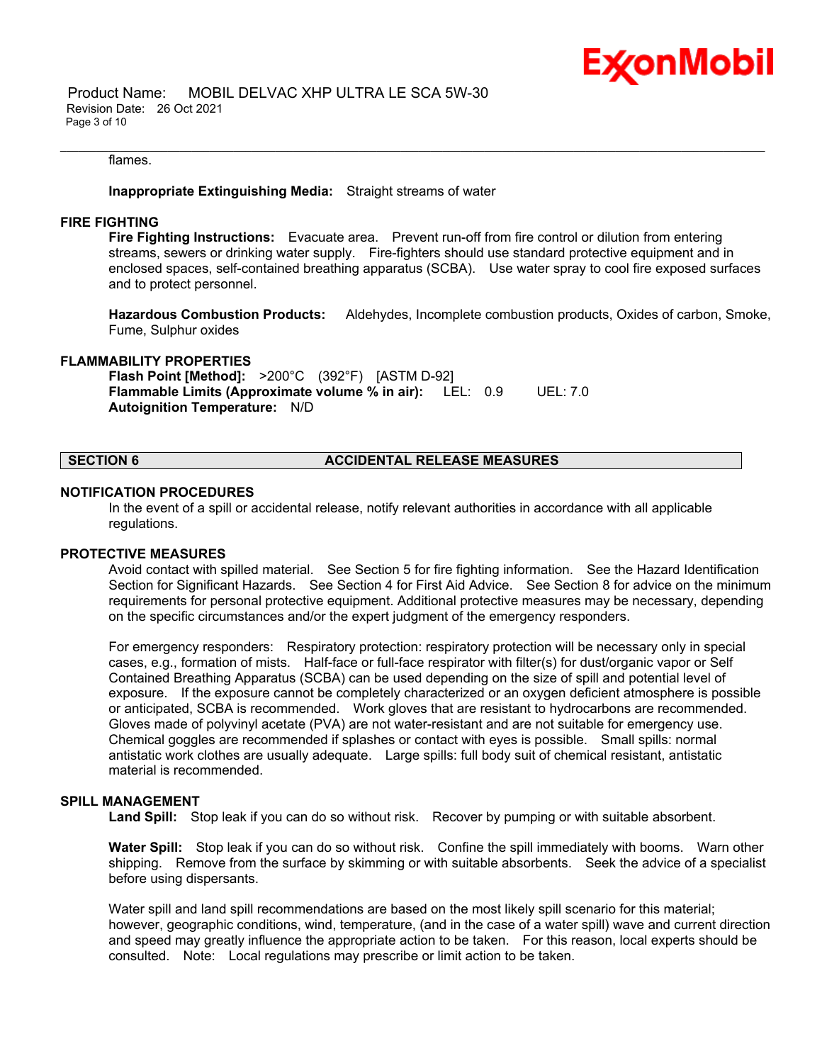flames.

**Inappropriate Extinguishing Media:** Straight streams of water

### FIRE FIGHTING

**Fire Fighting Instructions:** Evacuate area. Prevent run-off from fire control or dilution from entering streams, sewers or drinking water supply. Fire-fighters should use standard protective equipment and in enclosed spaces, self-contained breathing apparatus (SCBA). Use water spray to cool fire exposed surfaces and to protect personnel.

**Hazardous Combustion Products:** Aldehydes, Incomplete combustion products, Oxides of carbon, Smoke, Fume, Sulphur oxides

### FLAMMABILITY PROPERTIES

**Flash Point [Method]:** >200°C (392°F) [ASTM D-92]
**Flammable Limits (Approximate volume % in air):** LEL: 0.9 UEL: 7.0
**Autoignition Temperature:** N/D

## SECTION 6 ACCIDENTAL RELEASE MEASURES

### NOTIFICATION PROCEDURES

In the event of a spill or accidental release, notify relevant authorities in accordance with all applicable regulations.

### PROTECTIVE MEASURES

Avoid contact with spilled material. See Section 5 for fire fighting information. See the Hazard Identification Section for Significant Hazards. See Section 4 for First Aid Advice. See Section 8 for advice on the minimum requirements for personal protective equipment. Additional protective measures may be necessary, depending on the specific circumstances and/or the expert judgment of the emergency responders.

For emergency responders: Respiratory protection: respiratory protection will be necessary only in special cases, e.g., formation of mists. Half-face or full-face respirator with filter(s) for dust/organic vapor or Self Contained Breathing Apparatus (SCBA) can be used depending on the size of spill and potential level of exposure. If the exposure cannot be completely characterized or an oxygen deficient atmosphere is possible or anticipated, SCBA is recommended. Work gloves that are resistant to hydrocarbons are recommended. Gloves made of polyvinyl acetate (PVA) are not water-resistant and are not suitable for emergency use. Chemical goggles are recommended if splashes or contact with eyes is possible. Small spills: normal antistatic work clothes are usually adequate. Large spills: full body suit of chemical resistant, antistatic material is recommended.

### SPILL MANAGEMENT

**Land Spill:** Stop leak if you can do so without risk. Recover by pumping or with suitable absorbent.

**Water Spill:** Stop leak if you can do so without risk. Confine the spill immediately with booms. Warn other shipping. Remove from the surface by skimming or with suitable absorbents. Seek the advice of a specialist before using dispersants.

Water spill and land spill recommendations are based on the most likely spill scenario for this material; however, geographic conditions, wind, temperature, (and in the case of a water spill) wave and current direction and speed may greatly influence the appropriate action to be taken. For this reason, local experts should be consulted. Note: Local regulations may prescribe or limit action to be taken.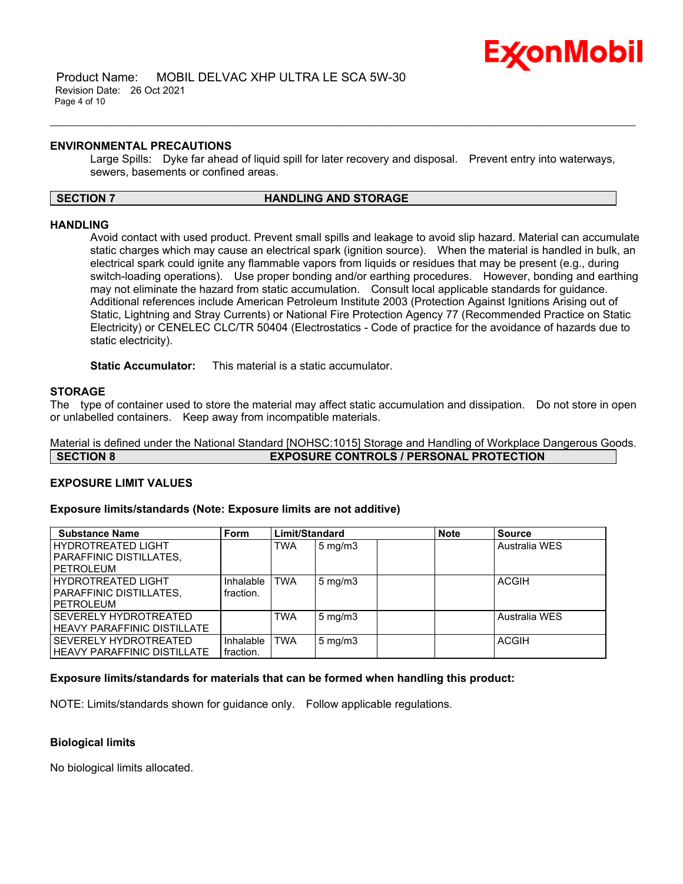### ENVIRONMENTAL PRECAUTIONS

Large Spills: Dyke far ahead of liquid spill for later recovery and disposal. Prevent entry into waterways, sewers, basements or confined areas.

## SECTION 7 HANDLING AND STORAGE

### HANDLING

Avoid contact with used product. Prevent small spills and leakage to avoid slip hazard. Material can accumulate static charges which may cause an electrical spark (ignition source). When the material is handled in bulk, an electrical spark could ignite any flammable vapors from liquids or residues that may be present (e.g., during switch-loading operations). Use proper bonding and/or earthing procedures. However, bonding and earthing may not eliminate the hazard from static accumulation. Consult local applicable standards for guidance. Additional references include American Petroleum Institute 2003 (Protection Against Ignitions Arising out of Static, Lightning and Stray Currents) or National Fire Protection Agency 77 (Recommended Practice on Static Electricity) or CENELEC CLC/TR 50404 (Electrostatics - Code of practice for the avoidance of hazards due to static electricity).

**Static Accumulator:** This material is a static accumulator.

### STORAGE

The type of container used to store the material may affect static accumulation and dissipation. Do not store in open or unlabelled containers. Keep away from incompatible materials.

Material is defined under the National Standard [NOHSC:1015] Storage and Handling of Workplace Dangerous Goods.

## SECTION 8 EXPOSURE CONTROLS / PERSONAL PROTECTION

### EXPOSURE LIMIT VALUES

**Exposure limits/standards (Note: Exposure limits are not additive)**

| Substance Name | Form | Limit/Standard | | | Note | Source |
|---|---|---|---|---|---|---|
| HYDROTREATED LIGHT PARAFFINIC DISTILLATES, PETROLEUM | | TWA | 5 mg/m3 | | | Australia WES |
| HYDROTREATED LIGHT PARAFFINIC DISTILLATES, PETROLEUM | Inhalable fraction. | TWA | 5 mg/m3 | | | ACGIH |
| SEVERELY HYDROTREATED HEAVY PARAFFINIC DISTILLATE | | TWA | 5 mg/m3 | | | Australia WES |
| SEVERELY HYDROTREATED HEAVY PARAFFINIC DISTILLATE | Inhalable fraction. | TWA | 5 mg/m3 | | | ACGIH |

**Exposure limits/standards for materials that can be formed when handling this product:**

NOTE: Limits/standards shown for guidance only. Follow applicable regulations.

**Biological limits**

No biological limits allocated.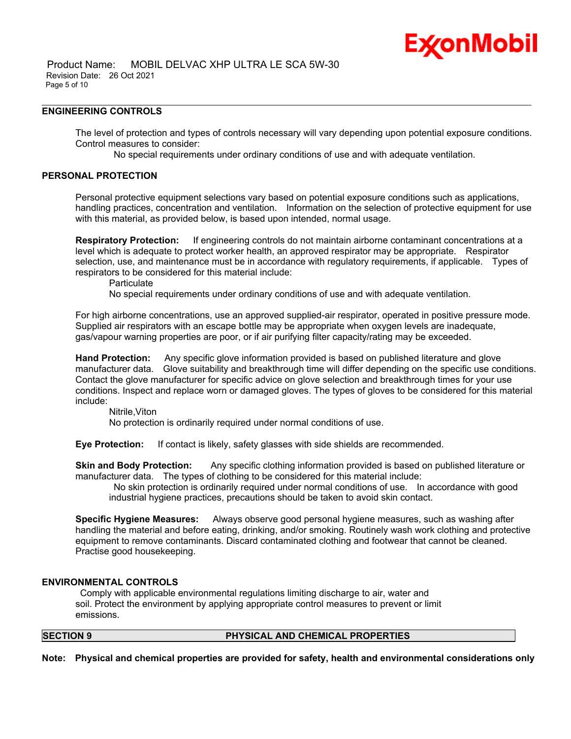## ENGINEERING CONTROLS

The level of protection and types of controls necessary will vary depending upon potential exposure conditions. Control measures to consider:

No special requirements under ordinary conditions of use and with adequate ventilation.

## PERSONAL PROTECTION

Personal protective equipment selections vary based on potential exposure conditions such as applications, handling practices, concentration and ventilation. Information on the selection of protective equipment for use with this material, as provided below, is based upon intended, normal usage.

**Respiratory Protection:** If engineering controls do not maintain airborne contaminant concentrations at a level which is adequate to protect worker health, an approved respirator may be appropriate. Respirator selection, use, and maintenance must be in accordance with regulatory requirements, if applicable. Types of respirators to be considered for this material include:

Particulate

No special requirements under ordinary conditions of use and with adequate ventilation.

For high airborne concentrations, use an approved supplied-air respirator, operated in positive pressure mode. Supplied air respirators with an escape bottle may be appropriate when oxygen levels are inadequate, gas/vapour warning properties are poor, or if air purifying filter capacity/rating may be exceeded.

**Hand Protection:** Any specific glove information provided is based on published literature and glove manufacturer data. Glove suitability and breakthrough time will differ depending on the specific use conditions. Contact the glove manufacturer for specific advice on glove selection and breakthrough times for your use conditions. Inspect and replace worn or damaged gloves. The types of gloves to be considered for this material include:

Nitrile,Viton

No protection is ordinarily required under normal conditions of use.

**Eye Protection:** If contact is likely, safety glasses with side shields are recommended.

**Skin and Body Protection:** Any specific clothing information provided is based on published literature or manufacturer data. The types of clothing to be considered for this material include:

No skin protection is ordinarily required under normal conditions of use. In accordance with good industrial hygiene practices, precautions should be taken to avoid skin contact.

**Specific Hygiene Measures:** Always observe good personal hygiene measures, such as washing after handling the material and before eating, drinking, and/or smoking. Routinely wash work clothing and protective equipment to remove contaminants. Discard contaminated clothing and footwear that cannot be cleaned. Practise good housekeeping.

## ENVIRONMENTAL CONTROLS

Comply with applicable environmental regulations limiting discharge to air, water and soil. Protect the environment by applying appropriate control measures to prevent or limit emissions.

## SECTION 9 PHYSICAL AND CHEMICAL PROPERTIES

**Note: Physical and chemical properties are provided for safety, health and environmental considerations only**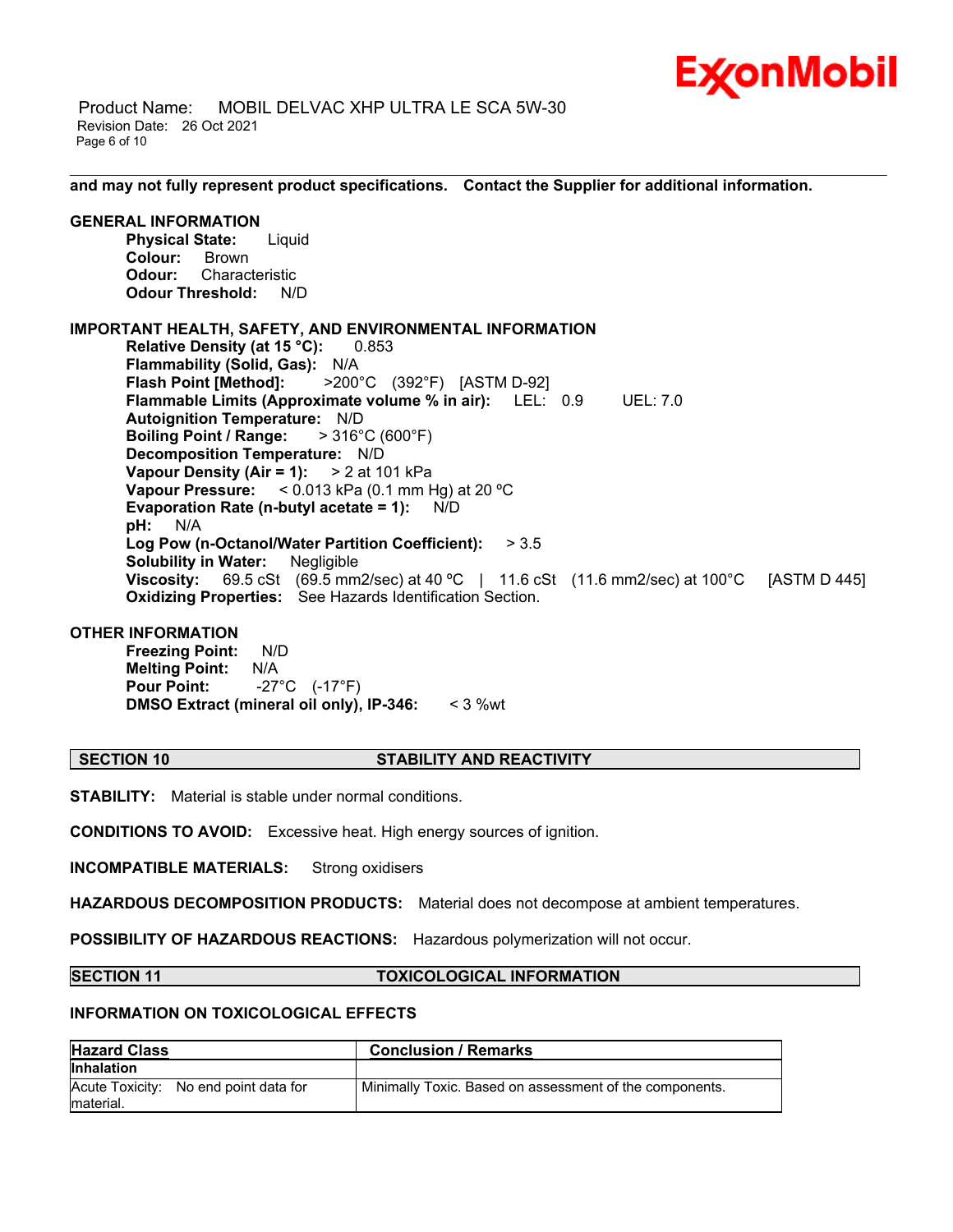**and may not fully represent product specifications. Contact the Supplier for additional information.**

**GENERAL INFORMATION**

**Physical State:** Liquid
**Colour:** Brown
**Odour:** Characteristic
**Odour Threshold:** N/D

**IMPORTANT HEALTH, SAFETY, AND ENVIRONMENTAL INFORMATION**

**Relative Density (at 15 °C):** 0.853
**Flammability (Solid, Gas):** N/A
**Flash Point [Method]:** >200°C (392°F) [ASTM D-92]
**Flammable Limits (Approximate volume % in air):** LEL: 0.9 UEL: 7.0
**Autoignition Temperature:** N/D
**Boiling Point / Range:** > 316°C (600°F)
**Decomposition Temperature:** N/D
**Vapour Density (Air = 1):** > 2 at 101 kPa
**Vapour Pressure:** < 0.013 kPa (0.1 mm Hg) at 20 ºC
**Evaporation Rate (n-butyl acetate = 1):** N/D
**pH:** N/A
**Log Pow (n-Octanol/Water Partition Coefficient):** > 3.5
**Solubility in Water:** Negligible
**Viscosity:** 69.5 cSt (69.5 mm2/sec) at 40 ºC | 11.6 cSt (11.6 mm2/sec) at 100°C [ASTM D 445]
**Oxidizing Properties:** See Hazards Identification Section.

**OTHER INFORMATION**

**Freezing Point:** N/D
**Melting Point:** N/A
**Pour Point:** -27°C (-17°F)
**DMSO Extract (mineral oil only), IP-346:** < 3 %wt

## SECTION 10 STABILITY AND REACTIVITY

**STABILITY:** Material is stable under normal conditions.

**CONDITIONS TO AVOID:** Excessive heat. High energy sources of ignition.

**INCOMPATIBLE MATERIALS:** Strong oxidisers

**HAZARDOUS DECOMPOSITION PRODUCTS:** Material does not decompose at ambient temperatures.

**POSSIBILITY OF HAZARDOUS REACTIONS:** Hazardous polymerization will not occur.

## SECTION 11 TOXICOLOGICAL INFORMATION

**INFORMATION ON TOXICOLOGICAL EFFECTS**

| Hazard Class | Conclusion / Remarks |
|---|---|
| **Inhalation** | |
| Acute Toxicity: No end point data for material. | Minimally Toxic. Based on assessment of the components. |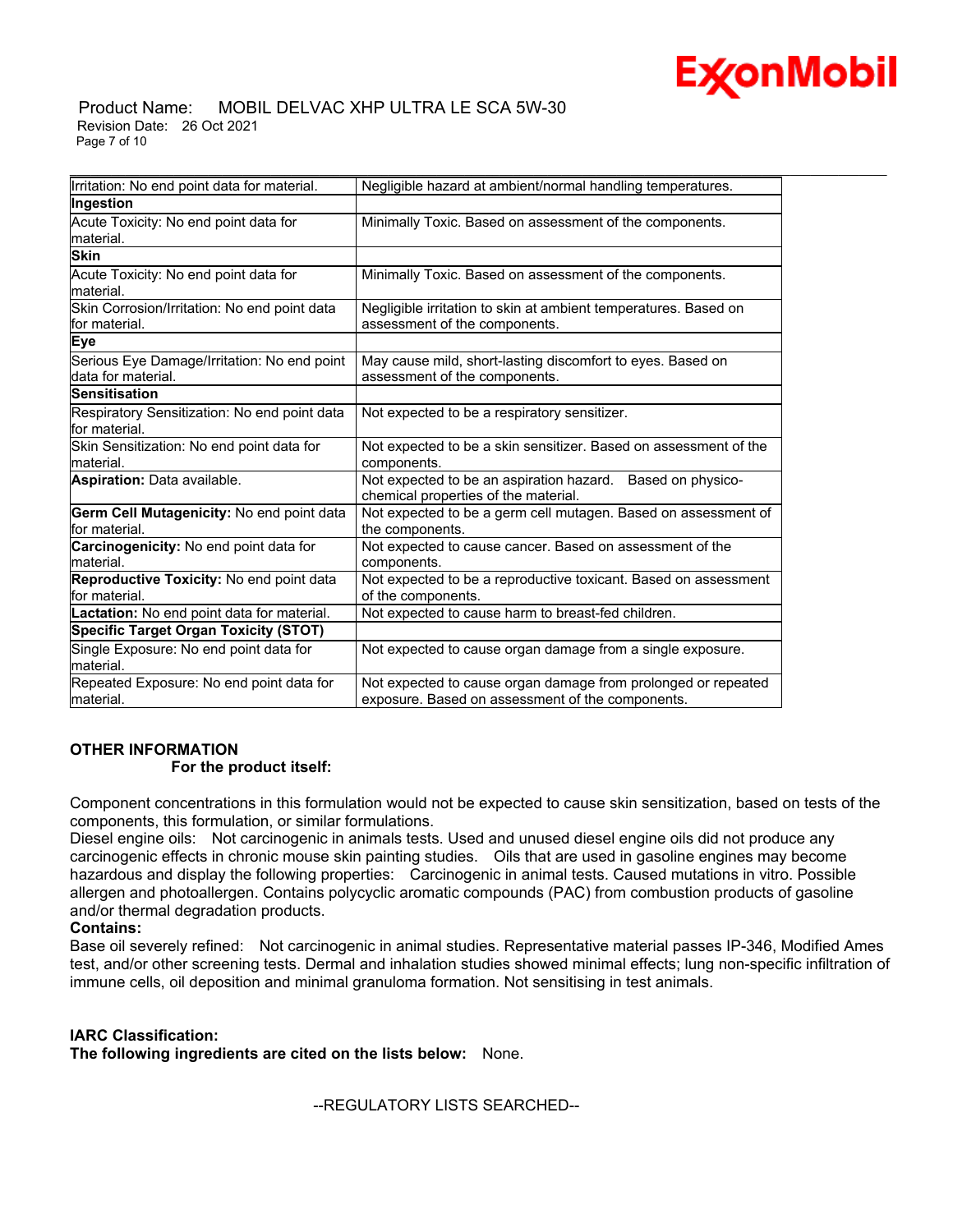| | |
|---|---|
| Irritation: No end point data for material. | Negligible hazard at ambient/normal handling temperatures. |
| **Ingestion** | |
| Acute Toxicity: No end point data for material. | Minimally Toxic. Based on assessment of the components. |
| **Skin** | |
| Acute Toxicity: No end point data for material. | Minimally Toxic. Based on assessment of the components. |
| Skin Corrosion/Irritation: No end point data for material. | Negligible irritation to skin at ambient temperatures. Based on assessment of the components. |
| **Eye** | |
| Serious Eye Damage/Irritation: No end point data for material. | May cause mild, short-lasting discomfort to eyes. Based on assessment of the components. |
| **Sensitisation** | |
| Respiratory Sensitization: No end point data for material. | Not expected to be a respiratory sensitizer. |
| Skin Sensitization: No end point data for material. | Not expected to be a skin sensitizer. Based on assessment of the components. |
| **Aspiration:** Data available. | Not expected to be an aspiration hazard. Based on physico-chemical properties of the material. |
| **Germ Cell Mutagenicity:** No end point data for material. | Not expected to be a germ cell mutagen. Based on assessment of the components. |
| **Carcinogenicity:** No end point data for material. | Not expected to cause cancer. Based on assessment of the components. |
| **Reproductive Toxicity:** No end point data for material. | Not expected to be a reproductive toxicant. Based on assessment of the components. |
| **Lactation:** No end point data for material. | Not expected to cause harm to breast-fed children. |
| **Specific Target Organ Toxicity (STOT)** | |
| Single Exposure: No end point data for material. | Not expected to cause organ damage from a single exposure. |
| Repeated Exposure: No end point data for material. | Not expected to cause organ damage from prolonged or repeated exposure. Based on assessment of the components. |

**OTHER INFORMATION**

**For the product itself:**

Component concentrations in this formulation would not be expected to cause skin sensitization, based on tests of the components, this formulation, or similar formulations.
Diesel engine oils: Not carcinogenic in animals tests. Used and unused diesel engine oils did not produce any carcinogenic effects in chronic mouse skin painting studies. Oils that are used in gasoline engines may become hazardous and display the following properties: Carcinogenic in animal tests. Caused mutations in vitro. Possible allergen and photoallergen. Contains polycyclic aromatic compounds (PAC) from combustion products of gasoline and/or thermal degradation products.

**Contains:**

Base oil severely refined: Not carcinogenic in animal studies. Representative material passes IP-346, Modified Ames test, and/or other screening tests. Dermal and inhalation studies showed minimal effects; lung non-specific infiltration of immune cells, oil deposition and minimal granuloma formation. Not sensitising in test animals.

**IARC Classification:**

**The following ingredients are cited on the lists below:** None.

--REGULATORY LISTS SEARCHED--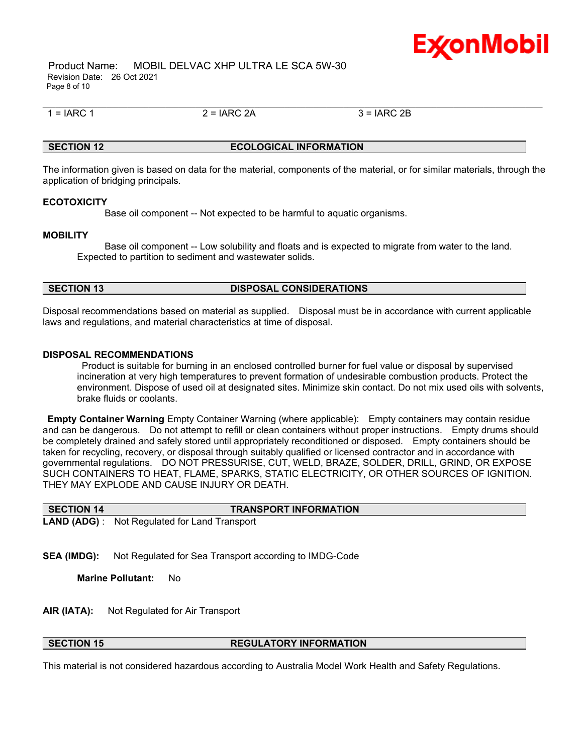1 = IARC 1 | 2 = IARC 2A | 3 = IARC 2B

## SECTION 12 ECOLOGICAL INFORMATION

The information given is based on data for the material, components of the material, or for similar materials, through the application of bridging principals.

**ECOTOXICITY**

Base oil component -- Not expected to be harmful to aquatic organisms.

**MOBILITY**

Base oil component -- Low solubility and floats and is expected to migrate from water to the land. Expected to partition to sediment and wastewater solids.

## SECTION 13 DISPOSAL CONSIDERATIONS

Disposal recommendations based on material as supplied. Disposal must be in accordance with current applicable laws and regulations, and material characteristics at time of disposal.

**DISPOSAL RECOMMENDATIONS**

Product is suitable for burning in an enclosed controlled burner for fuel value or disposal by supervised incineration at very high temperatures to prevent formation of undesirable combustion products. Protect the environment. Dispose of used oil at designated sites. Minimize skin contact. Do not mix used oils with solvents, brake fluids or coolants.

**Empty Container Warning** Empty Container Warning (where applicable): Empty containers may contain residue and can be dangerous. Do not attempt to refill or clean containers without proper instructions. Empty drums should be completely drained and safely stored until appropriately reconditioned or disposed. Empty containers should be taken for recycling, recovery, or disposal through suitably qualified or licensed contractor and in accordance with governmental regulations. DO NOT PRESSURISE, CUT, WELD, BRAZE, SOLDER, DRILL, GRIND, OR EXPOSE SUCH CONTAINERS TO HEAT, FLAME, SPARKS, STATIC ELECTRICITY, OR OTHER SOURCES OF IGNITION. THEY MAY EXPLODE AND CAUSE INJURY OR DEATH.

## SECTION 14 TRANSPORT INFORMATION

**LAND (ADG)** : Not Regulated for Land Transport

**SEA (IMDG):** Not Regulated for Sea Transport according to IMDG-Code

**Marine Pollutant:** No

**AIR (IATA):** Not Regulated for Air Transport

## SECTION 15 REGULATORY INFORMATION

This material is not considered hazardous according to Australia Model Work Health and Safety Regulations.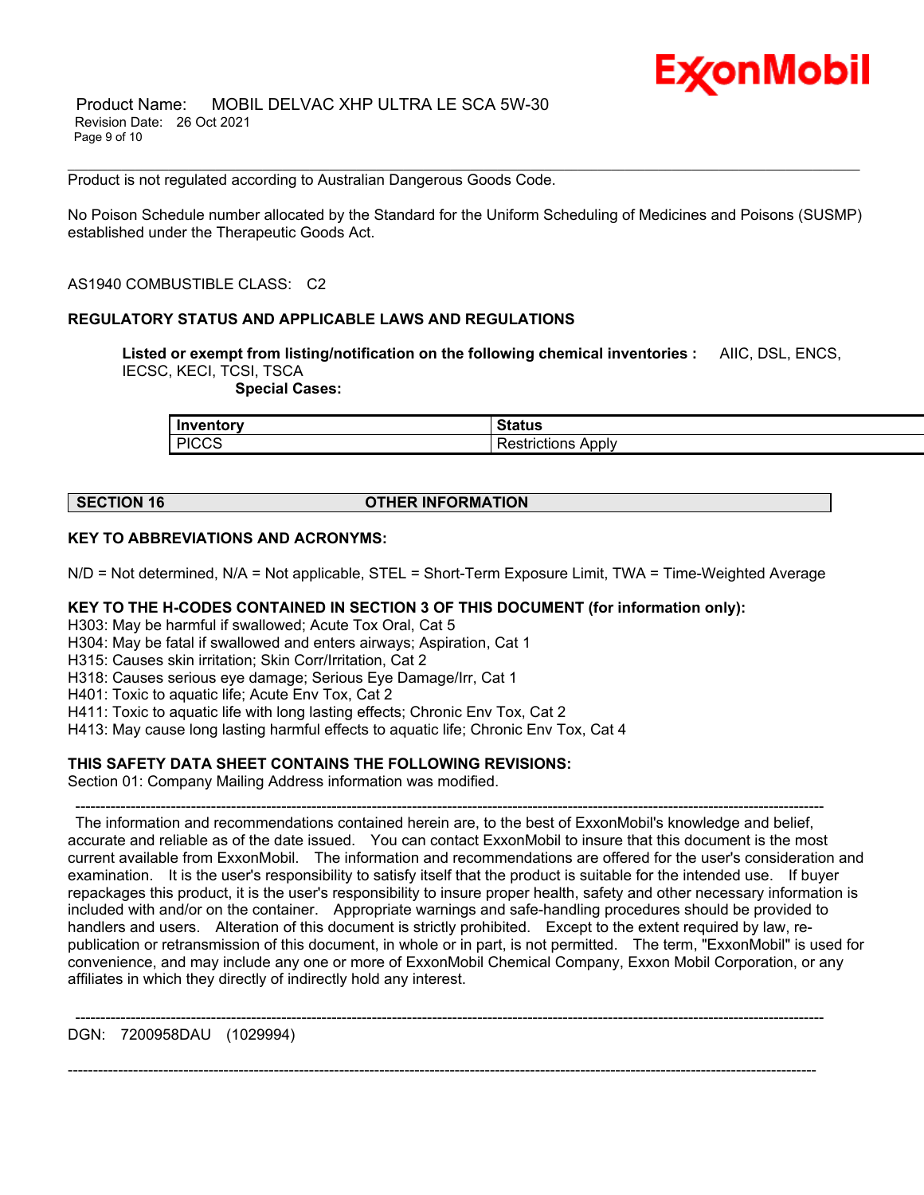Product is not regulated according to Australian Dangerous Goods Code.

No Poison Schedule number allocated by the Standard for the Uniform Scheduling of Medicines and Poisons (SUSMP) established under the Therapeutic Goods Act.

AS1940 COMBUSTIBLE CLASS: C2

**REGULATORY STATUS AND APPLICABLE LAWS AND REGULATIONS**

**Listed or exempt from listing/notification on the following chemical inventories :** AIIC, DSL, ENCS, IECSC, KECI, TCSI, TSCA

**Special Cases:**

| Inventory | Status |
|---|---|
| PICCS | Restrictions Apply |

## SECTION 16 OTHER INFORMATION

**KEY TO ABBREVIATIONS AND ACRONYMS:**

N/D = Not determined, N/A = Not applicable, STEL = Short-Term Exposure Limit, TWA = Time-Weighted Average

**KEY TO THE H-CODES CONTAINED IN SECTION 3 OF THIS DOCUMENT (for information only):**

H303: May be harmful if swallowed; Acute Tox Oral, Cat 5
H304: May be fatal if swallowed and enters airways; Aspiration, Cat 1
H315: Causes skin irritation; Skin Corr/Irritation, Cat 2
H318: Causes serious eye damage; Serious Eye Damage/Irr, Cat 1
H401: Toxic to aquatic life; Acute Env Tox, Cat 2
H411: Toxic to aquatic life with long lasting effects; Chronic Env Tox, Cat 2
H413: May cause long lasting harmful effects to aquatic life; Chronic Env Tox, Cat 4

**THIS SAFETY DATA SHEET CONTAINS THE FOLLOWING REVISIONS:**

Section 01: Company Mailing Address information was modified.

---

The information and recommendations contained herein are, to the best of ExxonMobil's knowledge and belief, accurate and reliable as of the date issued. You can contact ExxonMobil to insure that this document is the most current available from ExxonMobil. The information and recommendations are offered for the user's consideration and examination. It is the user's responsibility to satisfy itself that the product is suitable for the intended use. If buyer repackages this product, it is the user's responsibility to insure proper health, safety and other necessary information is included with and/or on the container. Appropriate warnings and safe-handling procedures should be provided to handlers and users. Alteration of this document is strictly prohibited. Except to the extent required by law, re-publication or retransmission of this document, in whole or in part, is not permitted. The term, "ExxonMobil" is used for convenience, and may include any one or more of ExxonMobil Chemical Company, Exxon Mobil Corporation, or any affiliates in which they directly of indirectly hold any interest.

---

DGN: 7200958DAU (1029994)

---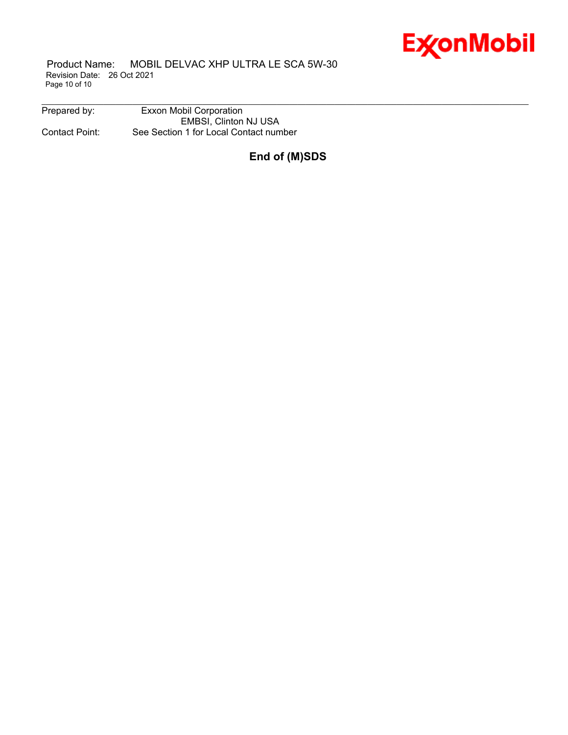Prepared by: Exxon Mobil Corporation
EMBSI, Clinton NJ USA
Contact Point: See Section 1 for Local Contact number

**End of (M)SDS**